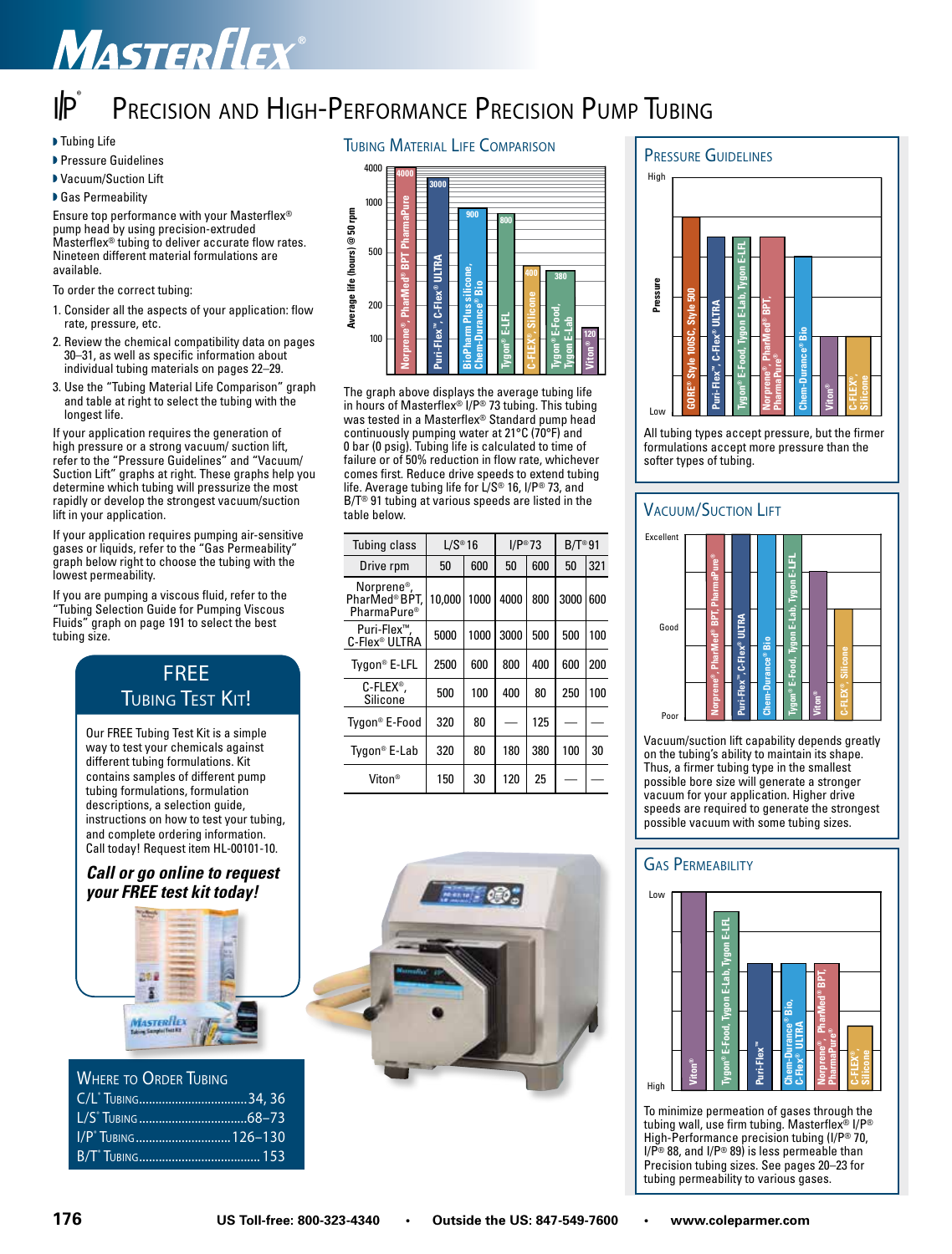# I/P® Precision and High-Performance Precision Pump Tubing

- Tubing Life
- Pressure Guidelines
- Vacuum/Suction Lift
- Gas Permeability

Ensure top performance with your Masterflex® pump head by using precision-extruded Masterflex® tubing to deliver accurate flow rates. Nineteen different material formulations are available.

To order the correct tubing:

1. Consider all the aspects of your application: flow rate, pressure, etc.
2. Review the chemical compatibility data on pages 30–31, as well as specific information about individual tubing materials on pages 22–29.
3. Use the "Tubing Material Life Comparison" graph and table at right to select the tubing with the longest life.

If your application requires the generation of high pressure or a strong vacuum/ suction lift, refer to the "Pressure Guidelines" and "Vacuum/ Suction Lift" graphs at right. These graphs help you determine which tubing will pressurize the most rapidly or develop the strongest vacuum/suction lift in your application.

If your application requires pumping air-sensitive gases or liquids, refer to the "Gas Permeability" graph below right to choose the tubing with the lowest permeability.

If you are pumping a viscous fluid, refer to the "Tubing Selection Guide for Pumping Viscous Fluids" graph on page 191 to select the best tubing size.

## FREE Tubing Test Kit!

Our FREE Tubing Test Kit is a simple way to test your chemicals against different tubing formulations. Kit contains samples of different pump tubing formulations, formulation descriptions, a selection guide, instructions on how to test your tubing, and complete ordering information. Call today! Request item HL-00101-10.

***Call or go online to request your FREE test kit today!***

## Where to Order Tubing

- C/L® Tubing .................... 34, 36
- L/S® Tubing .................... 68–73
- I/P® Tubing .................... 126–130
- B/T® Tubing .................... 153

## Tubing Material Life Comparison

Average life (hours) @ 50 rpm:

- Norprene®, PharMed® BPT PharmaPure: 4000
- Puri-Flex™, C-Flex® ULTRA: 3000
- BioPharm Plus silicone, Chem-Durance® Bio: 900
- Tygon® E-LFL: 800
- C-FLEX®, Silicone: 400
- Tygon® E-Food, Tygon E-Lab: 380
- Viton®: 120

The graph above displays the average tubing life in hours of Masterflex® I/P® 73 tubing. This tubing was tested in a Masterflex® Standard pump head continuously pumping water at 21°C (70°F) and 0 bar (0 psig). Tubing life is calculated to time of failure or of 50% reduction in flow rate, whichever comes first. Reduce drive speeds to extend tubing life. Average tubing life for L/S® 16, I/P® 73, and B/T® 91 tubing at various speeds are listed in the table below.

| Tubing class | L/S® 16 | | I/P® 73 | | B/T® 91 | |
|---|---|---|---|---|---|---|
| Drive rpm | 50 | 600 | 50 | 600 | 50 | 321 |
| Norprene®, PharMed® BPT, PharmaPure® | 10,000 | 1000 | 4000 | 800 | 3000 | 600 |
| Puri-Flex™, C-Flex® ULTRA | 5000 | 1000 | 3000 | 500 | 500 | 100 |
| Tygon® E-LFL | 2500 | 600 | 800 | 400 | 600 | 200 |
| C-FLEX®, Silicone | 500 | 100 | 400 | 80 | 250 | 100 |
| Tygon® E-Food | 320 | 80 | — | 125 | — | — |
| Tygon® E-Lab | 320 | 80 | 180 | 380 | 100 | 30 |
| Viton® | 150 | 30 | 120 | 25 | — | — |

## Pressure Guidelines

Pressure (High to Low): GORE® Style 100SC, Style 500; Puri-Flex™, C-Flex® ULTRA; Tygon® E-Food, Tygon E-Lab, Tygon E-LFL; Norprene®, PharMed® BPT, PharmaPure®; Chem-Durance® Bio; Viton®; C-FLEX®, Silicone

All tubing types accept pressure, but the firmer formulations accept more pressure than the softer types of tubing.

## Vacuum/Suction Lift

Scale: Poor – Good – Excellent. Norprene®, PharMed® BPT, PharmaPure®; Puri-Flex™, C-Flex® ULTRA; Chem-Durance® Bio; Tygon® E-Food, Tygon E-Lab, Tygon E-LFL; Viton®; C-FLEX®, Silicone

Vacuum/suction lift capability depends greatly on the tubing's ability to maintain its shape. Thus, a firmer tubing type in the smallest possible bore size will generate a stronger vacuum for your application. Higher drive speeds are required to generate the strongest possible vacuum with some tubing sizes.

## Gas Permeability

Scale: Low – High. Viton®; Tygon® E-Food, Tygon E-Lab, Tygon E-LFL; Puri-Flex™; Chem-Durance® Bio, C-Flex® ULTRA; Norprene®, PharMed® BPT, PharmaPure®; C-FLEX®, Silicone

To minimize permeation of gases through the tubing wall, use firm tubing. Masterflex® I/P® High-Performance precision tubing (I/P® 70, I/P® 88, and I/P® 89) is less permeable than Precision tubing sizes. See pages 20–23 for tubing permeability to various gases.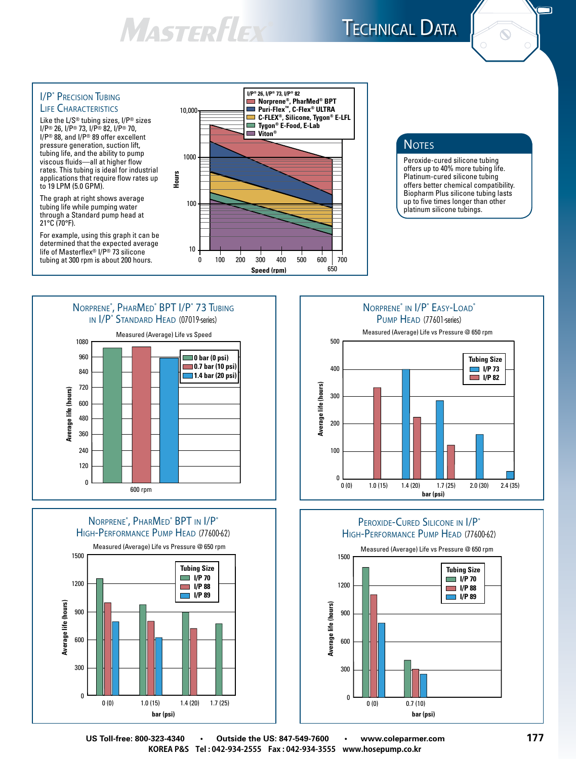# Technical Data

## I/P® Precision Tubing Life Characteristics

Like the L/S® tubing sizes, I/P® sizes I/P® 26, I/P® 73, I/P® 82, I/P® 70, I/P® 88, and I/P® 89 offer excellent pressure generation, suction lift, tubing life, and the ability to pump viscous fluids—all at higher flow rates. This tubing is ideal for industrial applications that require flow rates up to 19 LPM (5.0 GPM).

The graph at right shows average tubing life while pumping water through a Standard pump head at 21°C (70°F).

For example, using this graph it can be determined that the expected average life of Masterflex® I/P® 73 silicone tubing at 300 rpm is about 200 hours.

I/P® 26, I/P® 73, I/P® 82

- Norprene®, PharMed® BPT
- Puri-Flex™, C-Flex® ULTRA
- C-FLEX®, Silicone, Tygon® E-LFL
- Tygon® E-Food, E-Lab
- Viton®

Hours (10 – 10,000) vs Speed (rpm) (0 – 700; 650)

## Notes

Peroxide-cured silicone tubing offers up to 40% more tubing life. Platinum-cured silicone tubing offers better chemical compatibility. Biopharm Plus silicone tubing lasts up to five times longer than other platinum silicone tubings.

## Norprene®, PharMed® BPT I/P® 73 Tubing in I/P® Standard Head (07019-series)

Measured (Average) Life vs Speed

| Speed | 0 bar (0 psi) | 0.7 bar (10 psi) | 1.4 bar (20 psi) |
|---|---|---|---|
| 600 rpm | ~1030 | ~1040 | ~960 |

Average life (hours)

## Norprene® in I/P® Easy-Load® Pump Head (77601-series)

Measured (Average) Life vs Pressure @ 650 rpm

| bar (psi) | I/P 73 | I/P 82 |
|---|---|---|
| 1.0 (15) | | ~330 |
| 1.4 (20) | ~400 | ~225 |
| 1.7 (25) | ~285 | ~120 |
| 2.0 (30) | ~160 | |
| 2.4 (35) | ~25 | |

Average life (hours)

## Norprene®, PharMed® BPT in I/P® High-Performance Pump Head (77600-62)

Measured (Average) Life vs Pressure @ 650 rpm

| bar (psi) | I/P 70 | I/P 88 | I/P 89 |
|---|---|---|---|
| 0 (0) | ~1250 | ~1000 | ~800 |
| 1.0 (15) | ~975 | ~800 | ~625 |
| 1.4 (20) | ~900 | ~725 | |
| 1.7 (25) | ~775 | | |

Average life (hours)

## Peroxide-Cured Silicone in I/P® High-Performance Pump Head (77600-62)

Measured (Average) Life vs Pressure @ 650 rpm

| bar (psi) | I/P 70 | I/P 88 | I/P 89 |
|---|---|---|---|
| 0 (0) | ~1400 | ~1100 | ~800 |
| 0.7 (10) | ~400 | ~300 | ~250 |

Average life (hours)

US Toll-free: 800-323-4340 • Outside the US: 847-549-7600 • www.coleparmer.com
KOREA P&S Tel : 042-934-2555 Fax : 042-934-3555 www.hosepump.co.kr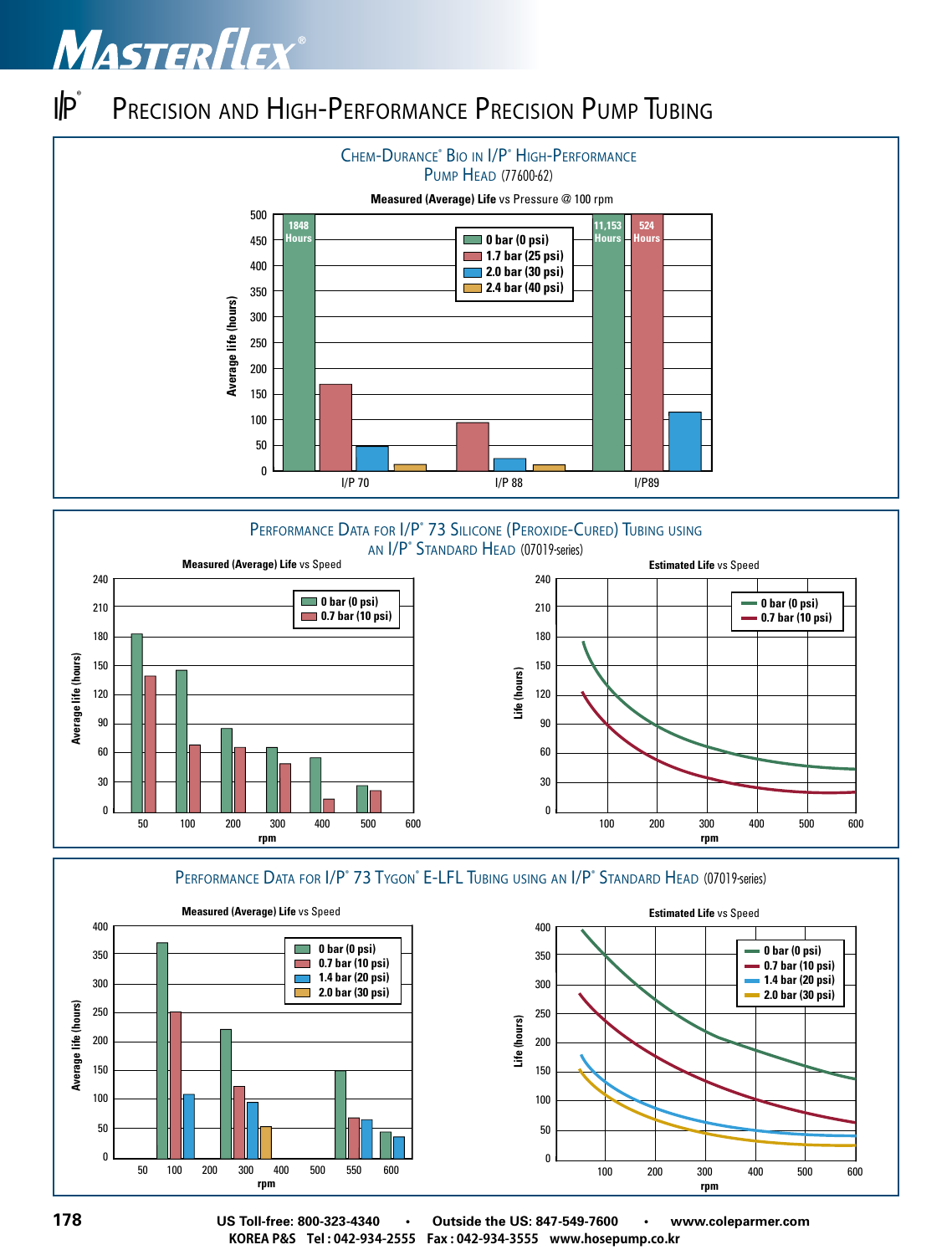# I/P® Precision and High-Performance Precision Pump Tubing

## Chem-Durance® Bio in I/P® High-Performance Pump Head (77600-62)

**Measured (Average) Life** vs Pressure @ 100 rpm

Average life (hours)

500
450
400
350
300
250
200
150
100
50
0

1848 Hours

11,153 Hours

524 Hours

0 bar (0 psi)
1.7 bar (25 psi)
2.0 bar (30 psi)
2.4 bar (40 psi)

I/P 70
I/P 88
I/P89

## Performance Data for I/P® 73 Silicone (Peroxide-Cured) Tubing using an I/P® Standard Head (07019-series)

**Measured (Average) Life** vs Speed

Average life (hours)

240
210
180
150
120
90
60
30
0

0 bar (0 psi)
0.7 bar (10 psi)

50
100
200
300
400
500
600
rpm

**Estimated Life** vs Speed

Life (hours)

240
210
180
150
120
90
60
30
0

0 bar (0 psi)
0.7 bar (10 psi)

100
200
300
400
500
600
rpm

## Performance Data for I/P® 73 Tygon® E-LFL Tubing using an I/P® Standard Head (07019-series)

**Measured (Average) Life** vs Speed

Average life (hours)

400
350
300
250
200
150
100
50
0

0 bar (0 psi)
0.7 bar (10 psi)
1.4 bar (20 psi)
2.0 bar (30 psi)

50
100
200
300
400
500
550
600
rpm

**Estimated Life** vs Speed

Life (hours)

400
350
300
250
200
150
100
50
0

0 bar (0 psi)
0.7 bar (10 psi)
1.4 bar (20 psi)
2.0 bar (30 psi)

100
200
300
400
500
600
rpm

US Toll-free: 800-323-4340 • Outside the US: 847-549-7600 • www.coleparmer.com
KOREA P&S Tel : 042-934-2555 Fax : 042-934-3555 www.hosepump.co.kr